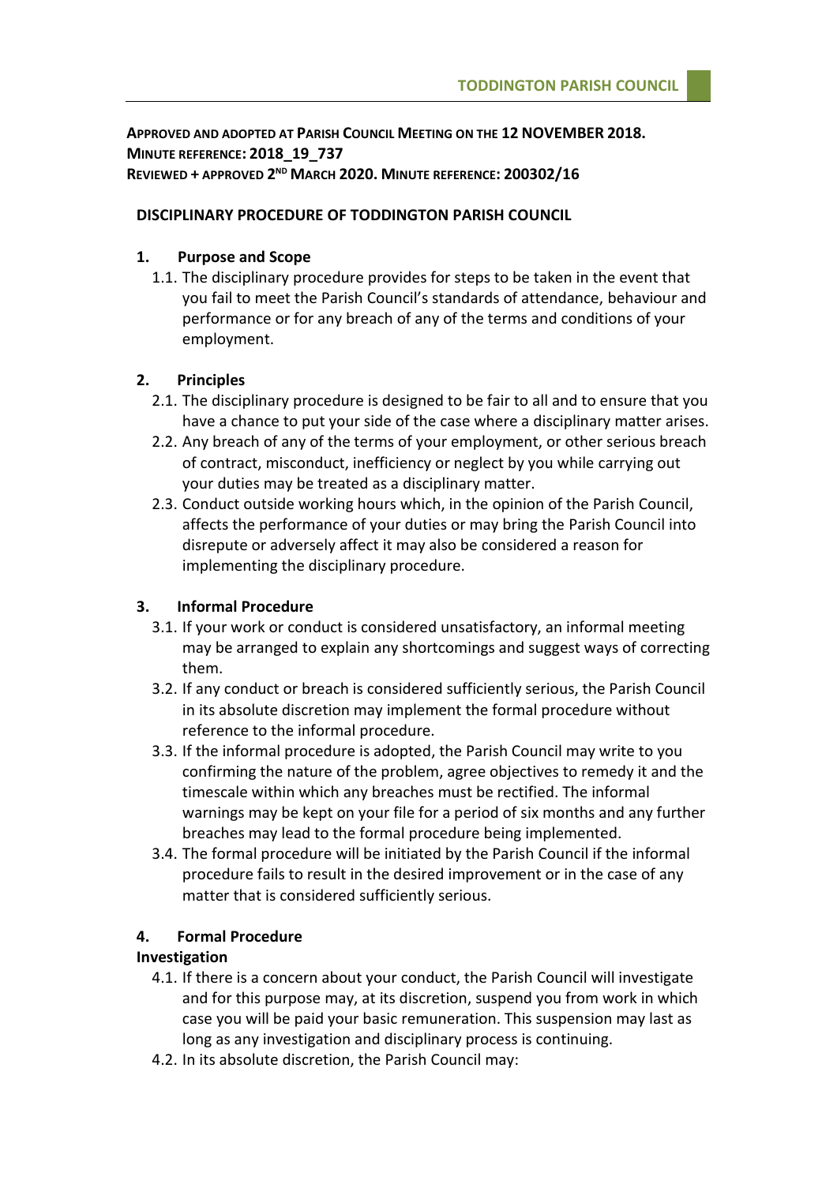**APPROVED AND ADOPTED AT PARISH COUNCIL MEETING ON THE 12 NOVEMBER 2018.**
**MINUTE REFERENCE: 2018_19_737**
**REVIEWED + APPROVED 2ND MARCH 2020. MINUTE REFERENCE: 200302/16**

# DISCIPLINARY PROCEDURE OF TODDINGTON PARISH COUNCIL

## 1. Purpose and Scope

1.1. The disciplinary procedure provides for steps to be taken in the event that you fail to meet the Parish Council's standards of attendance, behaviour and performance or for any breach of any of the terms and conditions of your employment.

## 2. Principles

2.1. The disciplinary procedure is designed to be fair to all and to ensure that you have a chance to put your side of the case where a disciplinary matter arises.

2.2. Any breach of any of the terms of your employment, or other serious breach of contract, misconduct, inefficiency or neglect by you while carrying out your duties may be treated as a disciplinary matter.

2.3. Conduct outside working hours which, in the opinion of the Parish Council, affects the performance of your duties or may bring the Parish Council into disrepute or adversely affect it may also be considered a reason for implementing the disciplinary procedure.

## 3. Informal Procedure

3.1. If your work or conduct is considered unsatisfactory, an informal meeting may be arranged to explain any shortcomings and suggest ways of correcting them.

3.2. If any conduct or breach is considered sufficiently serious, the Parish Council in its absolute discretion may implement the formal procedure without reference to the informal procedure.

3.3. If the informal procedure is adopted, the Parish Council may write to you confirming the nature of the problem, agree objectives to remedy it and the timescale within which any breaches must be rectified. The informal warnings may be kept on your file for a period of six months and any further breaches may lead to the formal procedure being implemented.

3.4. The formal procedure will be initiated by the Parish Council if the informal procedure fails to result in the desired improvement or in the case of any matter that is considered sufficiently serious.

## 4. Formal Procedure

### Investigation

4.1. If there is a concern about your conduct, the Parish Council will investigate and for this purpose may, at its discretion, suspend you from work in which case you will be paid your basic remuneration. This suspension may last as long as any investigation and disciplinary process is continuing.

4.2. In its absolute discretion, the Parish Council may: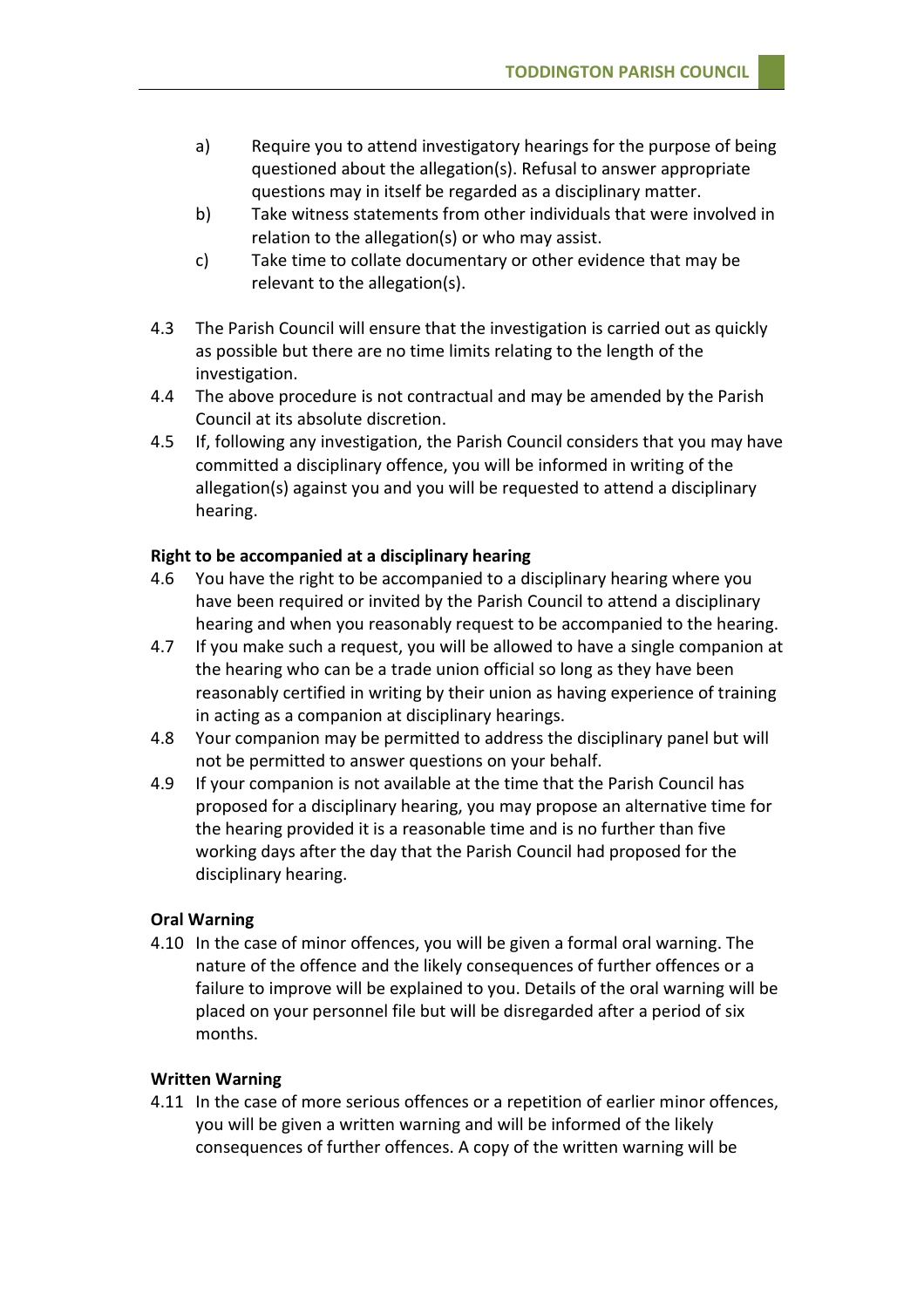a) Require you to attend investigatory hearings for the purpose of being questioned about the allegation(s). Refusal to answer appropriate questions may in itself be regarded as a disciplinary matter.

b) Take witness statements from other individuals that were involved in relation to the allegation(s) or who may assist.

c) Take time to collate documentary or other evidence that may be relevant to the allegation(s).

4.3 The Parish Council will ensure that the investigation is carried out as quickly as possible but there are no time limits relating to the length of the investigation.

4.4 The above procedure is not contractual and may be amended by the Parish Council at its absolute discretion.

4.5 If, following any investigation, the Parish Council considers that you may have committed a disciplinary offence, you will be informed in writing of the allegation(s) against you and you will be requested to attend a disciplinary hearing.

**Right to be accompanied at a disciplinary hearing**

4.6 You have the right to be accompanied to a disciplinary hearing where you have been required or invited by the Parish Council to attend a disciplinary hearing and when you reasonably request to be accompanied to the hearing.

4.7 If you make such a request, you will be allowed to have a single companion at the hearing who can be a trade union official so long as they have been reasonably certified in writing by their union as having experience of training in acting as a companion at disciplinary hearings.

4.8 Your companion may be permitted to address the disciplinary panel but will not be permitted to answer questions on your behalf.

4.9 If your companion is not available at the time that the Parish Council has proposed for a disciplinary hearing, you may propose an alternative time for the hearing provided it is a reasonable time and is no further than five working days after the day that the Parish Council had proposed for the disciplinary hearing.

**Oral Warning**

4.10 In the case of minor offences, you will be given a formal oral warning. The nature of the offence and the likely consequences of further offences or a failure to improve will be explained to you. Details of the oral warning will be placed on your personnel file but will be disregarded after a period of six months.

**Written Warning**

4.11 In the case of more serious offences or a repetition of earlier minor offences, you will be given a written warning and will be informed of the likely consequences of further offences. A copy of the written warning will be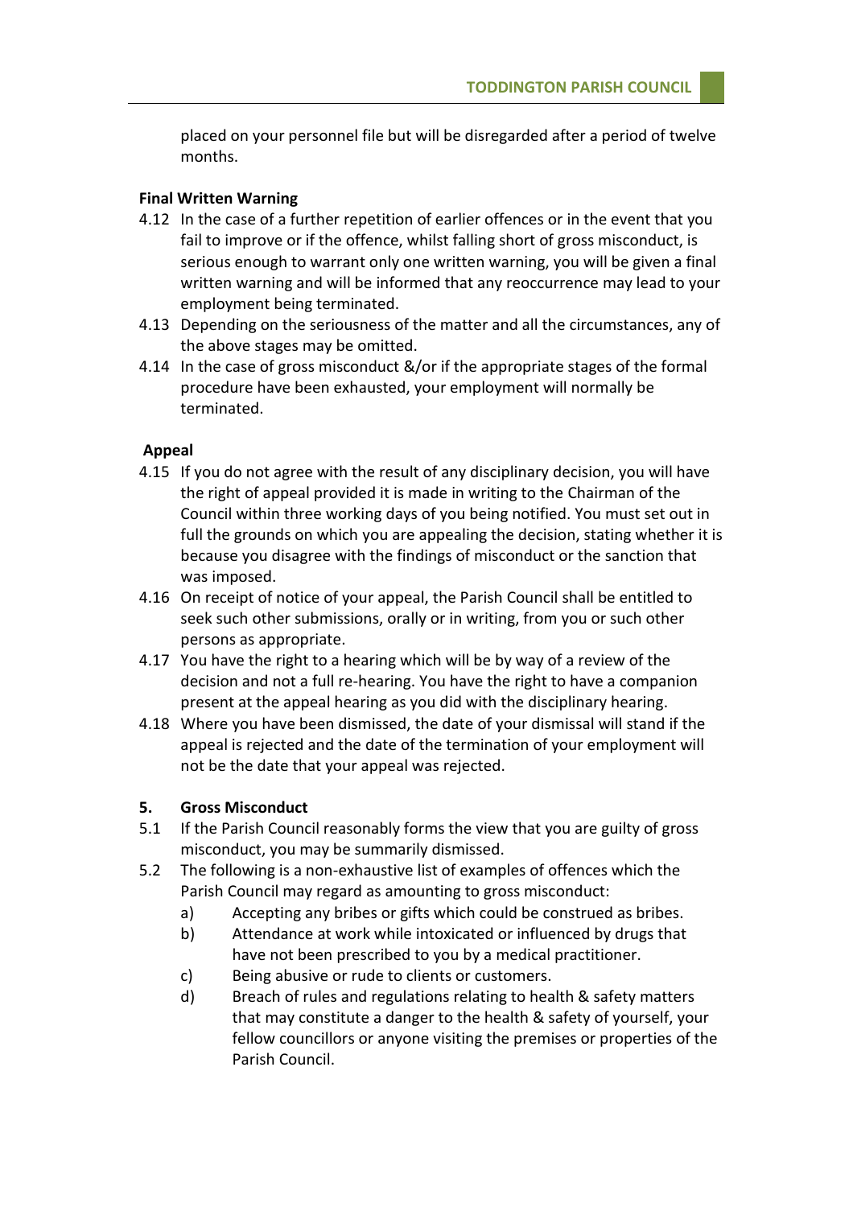placed on your personnel file but will be disregarded after a period of twelve months.

**Final Written Warning**

4.12 In the case of a further repetition of earlier offences or in the event that you fail to improve or if the offence, whilst falling short of gross misconduct, is serious enough to warrant only one written warning, you will be given a final written warning and will be informed that any reoccurrence may lead to your employment being terminated.

4.13 Depending on the seriousness of the matter and all the circumstances, any of the above stages may be omitted.

4.14 In the case of gross misconduct &/or if the appropriate stages of the formal procedure have been exhausted, your employment will normally be terminated.

**Appeal**

4.15 If you do not agree with the result of any disciplinary decision, you will have the right of appeal provided it is made in writing to the Chairman of the Council within three working days of you being notified. You must set out in full the grounds on which you are appealing the decision, stating whether it is because you disagree with the findings of misconduct or the sanction that was imposed.

4.16 On receipt of notice of your appeal, the Parish Council shall be entitled to seek such other submissions, orally or in writing, from you or such other persons as appropriate.

4.17 You have the right to a hearing which will be by way of a review of the decision and not a full re-hearing. You have the right to have a companion present at the appeal hearing as you did with the disciplinary hearing.

4.18 Where you have been dismissed, the date of your dismissal will stand if the appeal is rejected and the date of the termination of your employment will not be the date that your appeal was rejected.

**5. Gross Misconduct**

5.1 If the Parish Council reasonably forms the view that you are guilty of gross misconduct, you may be summarily dismissed.

5.2 The following is a non-exhaustive list of examples of offences which the Parish Council may regard as amounting to gross misconduct:

a) Accepting any bribes or gifts which could be construed as bribes.

b) Attendance at work while intoxicated or influenced by drugs that have not been prescribed to you by a medical practitioner.

c) Being abusive or rude to clients or customers.

d) Breach of rules and regulations relating to health & safety matters that may constitute a danger to the health & safety of yourself, your fellow councillors or anyone visiting the premises or properties of the Parish Council.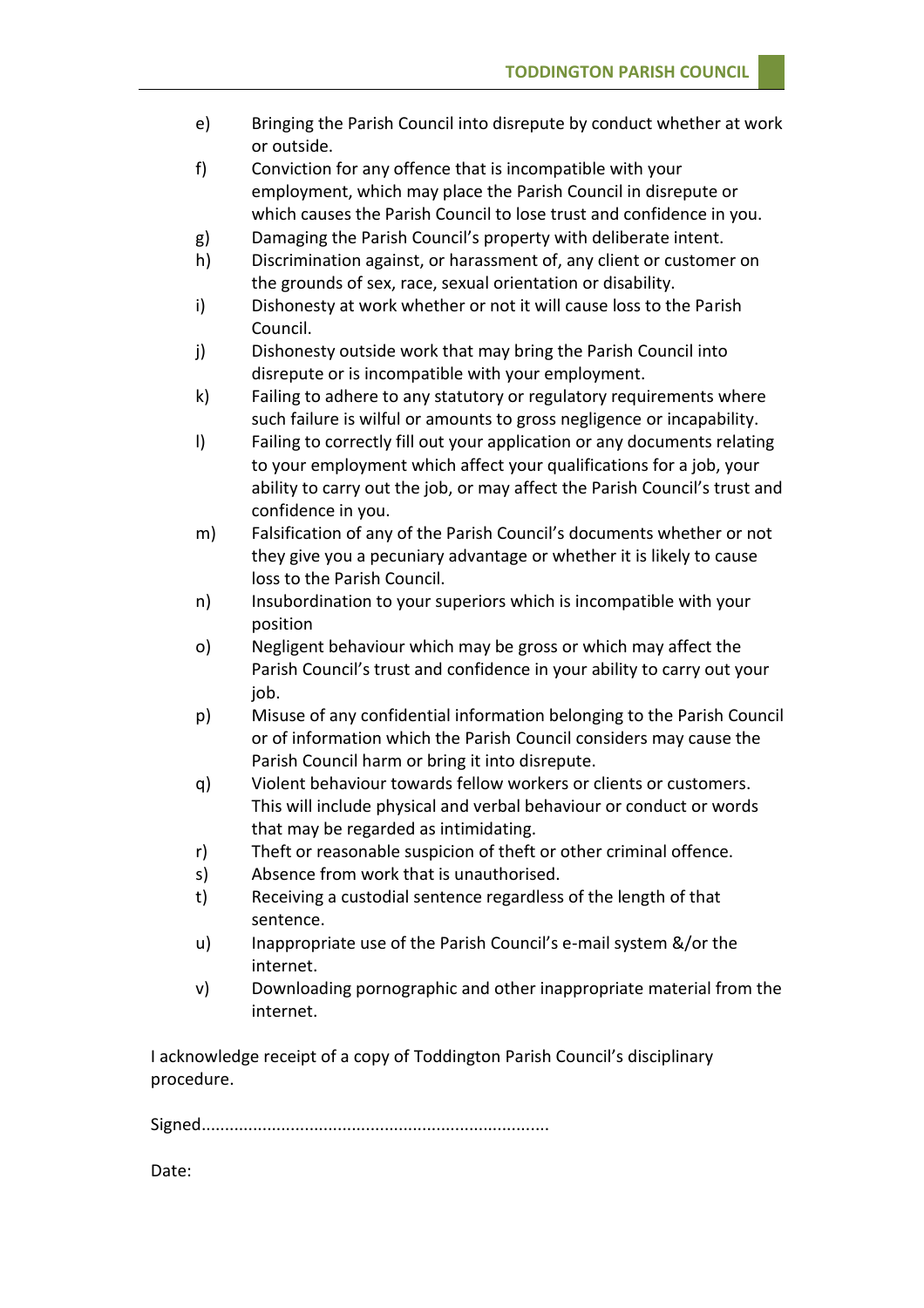e) Bringing the Parish Council into disrepute by conduct whether at work or outside.

f) Conviction for any offence that is incompatible with your employment, which may place the Parish Council in disrepute or which causes the Parish Council to lose trust and confidence in you.

g) Damaging the Parish Council's property with deliberate intent.

h) Discrimination against, or harassment of, any client or customer on the grounds of sex, race, sexual orientation or disability.

i) Dishonesty at work whether or not it will cause loss to the Parish Council.

j) Dishonesty outside work that may bring the Parish Council into disrepute or is incompatible with your employment.

k) Failing to adhere to any statutory or regulatory requirements where such failure is wilful or amounts to gross negligence or incapability.

l) Failing to correctly fill out your application or any documents relating to your employment which affect your qualifications for a job, your ability to carry out the job, or may affect the Parish Council's trust and confidence in you.

m) Falsification of any of the Parish Council's documents whether or not they give you a pecuniary advantage or whether it is likely to cause loss to the Parish Council.

n) Insubordination to your superiors which is incompatible with your position

o) Negligent behaviour which may be gross or which may affect the Parish Council's trust and confidence in your ability to carry out your job.

p) Misuse of any confidential information belonging to the Parish Council or of information which the Parish Council considers may cause the Parish Council harm or bring it into disrepute.

q) Violent behaviour towards fellow workers or clients or customers. This will include physical and verbal behaviour or conduct or words that may be regarded as intimidating.

r) Theft or reasonable suspicion of theft or other criminal offence.

s) Absence from work that is unauthorised.

t) Receiving a custodial sentence regardless of the length of that sentence.

u) Inappropriate use of the Parish Council's e-mail system &/or the internet.

v) Downloading pornographic and other inappropriate material from the internet.

I acknowledge receipt of a copy of Toddington Parish Council's disciplinary procedure.

Signed.........................................................................

Date: